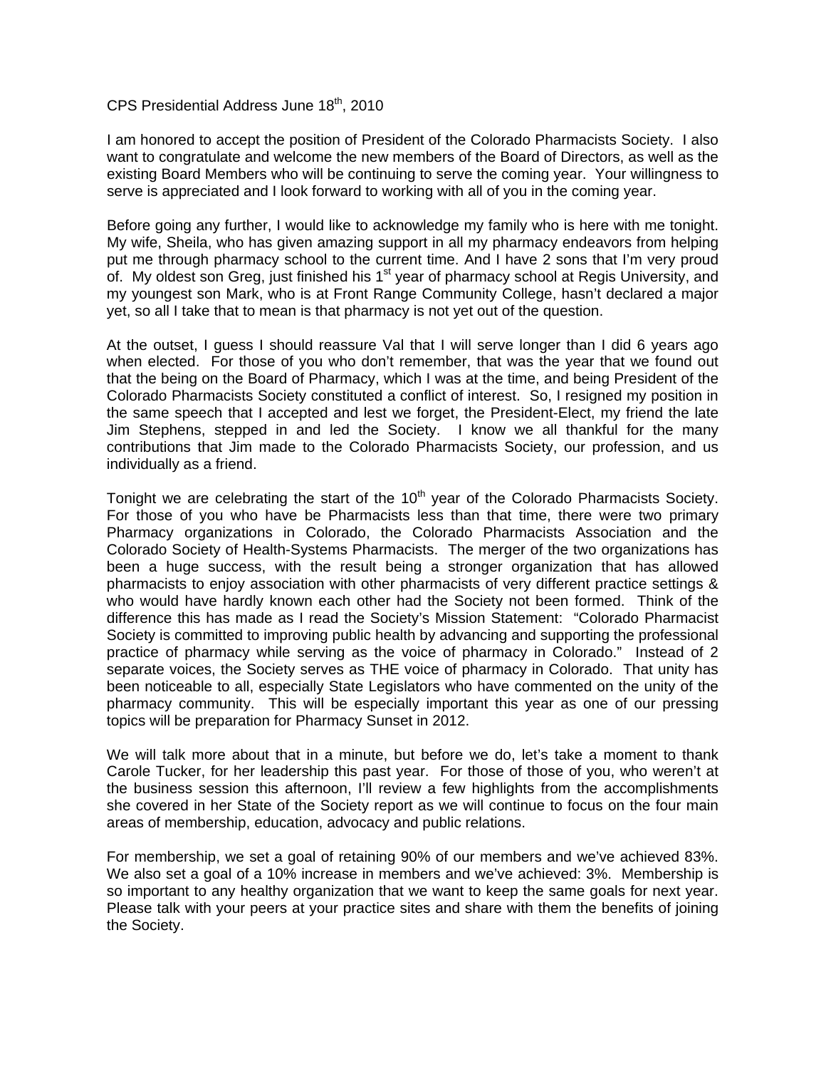CPS Presidential Address June 18th, 2010

I am honored to accept the position of President of the Colorado Pharmacists Society. I also want to congratulate and welcome the new members of the Board of Directors, as well as the existing Board Members who will be continuing to serve the coming year. Your willingness to serve is appreciated and I look forward to working with all of you in the coming year.

Before going any further, I would like to acknowledge my family who is here with me tonight. My wife, Sheila, who has given amazing support in all my pharmacy endeavors from helping put me through pharmacy school to the current time. And I have 2 sons that I'm very proud of. My oldest son Greg, just finished his 1st year of pharmacy school at Regis University, and my youngest son Mark, who is at Front Range Community College, hasn't declared a major yet, so all I take that to mean is that pharmacy is not yet out of the question.

At the outset, I guess I should reassure Val that I will serve longer than I did 6 years ago when elected. For those of you who don't remember, that was the year that we found out that the being on the Board of Pharmacy, which I was at the time, and being President of the Colorado Pharmacists Society constituted a conflict of interest. So, I resigned my position in the same speech that I accepted and lest we forget, the President-Elect, my friend the late Jim Stephens, stepped in and led the Society. I know we all thankful for the many contributions that Jim made to the Colorado Pharmacists Society, our profession, and us individually as a friend.

Tonight we are celebrating the start of the 10th year of the Colorado Pharmacists Society. For those of you who have be Pharmacists less than that time, there were two primary Pharmacy organizations in Colorado, the Colorado Pharmacists Association and the Colorado Society of Health-Systems Pharmacists. The merger of the two organizations has been a huge success, with the result being a stronger organization that has allowed pharmacists to enjoy association with other pharmacists of very different practice settings & who would have hardly known each other had the Society not been formed. Think of the difference this has made as I read the Society's Mission Statement: "Colorado Pharmacist Society is committed to improving public health by advancing and supporting the professional practice of pharmacy while serving as the voice of pharmacy in Colorado." Instead of 2 separate voices, the Society serves as THE voice of pharmacy in Colorado. That unity has been noticeable to all, especially State Legislators who have commented on the unity of the pharmacy community. This will be especially important this year as one of our pressing topics will be preparation for Pharmacy Sunset in 2012.

We will talk more about that in a minute, but before we do, let's take a moment to thank Carole Tucker, for her leadership this past year. For those of those of you, who weren't at the business session this afternoon, I'll review a few highlights from the accomplishments she covered in her State of the Society report as we will continue to focus on the four main areas of membership, education, advocacy and public relations.

For membership, we set a goal of retaining 90% of our members and we've achieved 83%. We also set a goal of a 10% increase in members and we've achieved: 3%. Membership is so important to any healthy organization that we want to keep the same goals for next year. Please talk with your peers at your practice sites and share with them the benefits of joining the Society.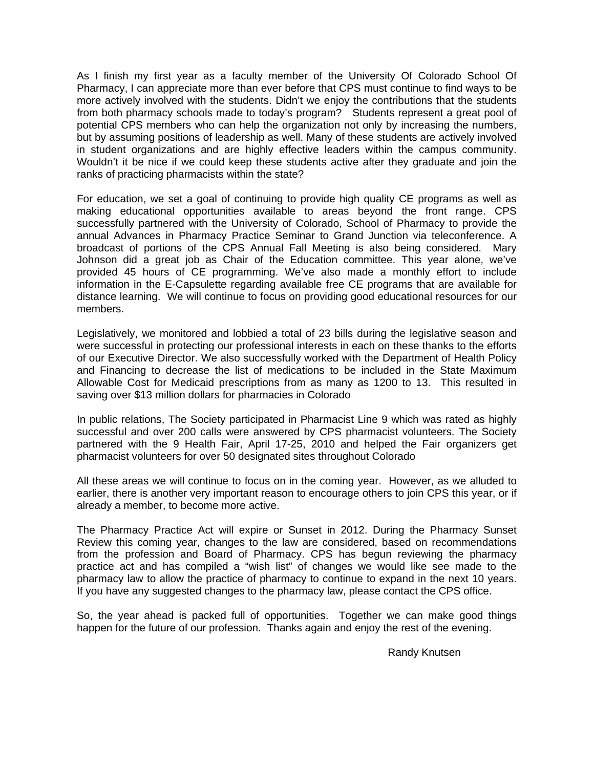As I finish my first year as a faculty member of the University Of Colorado School Of Pharmacy, I can appreciate more than ever before that CPS must continue to find ways to be more actively involved with the students. Didn't we enjoy the contributions that the students from both pharmacy schools made to today's program? Students represent a great pool of potential CPS members who can help the organization not only by increasing the numbers, but by assuming positions of leadership as well. Many of these students are actively involved in student organizations and are highly effective leaders within the campus community. Wouldn't it be nice if we could keep these students active after they graduate and join the ranks of practicing pharmacists within the state?

For education, we set a goal of continuing to provide high quality CE programs as well as making educational opportunities available to areas beyond the front range. CPS successfully partnered with the University of Colorado, School of Pharmacy to provide the annual Advances in Pharmacy Practice Seminar to Grand Junction via teleconference. A broadcast of portions of the CPS Annual Fall Meeting is also being considered. Mary Johnson did a great job as Chair of the Education committee. This year alone, we've provided 45 hours of CE programming. We've also made a monthly effort to include information in the E-Capsulette regarding available free CE programs that are available for distance learning. We will continue to focus on providing good educational resources for our members.

Legislatively, we monitored and lobbied a total of 23 bills during the legislative season and were successful in protecting our professional interests in each on these thanks to the efforts of our Executive Director. We also successfully worked with the Department of Health Policy and Financing to decrease the list of medications to be included in the State Maximum Allowable Cost for Medicaid prescriptions from as many as 1200 to 13. This resulted in saving over $13 million dollars for pharmacies in Colorado

In public relations, The Society participated in Pharmacist Line 9 which was rated as highly successful and over 200 calls were answered by CPS pharmacist volunteers. The Society partnered with the 9 Health Fair, April 17-25, 2010 and helped the Fair organizers get pharmacist volunteers for over 50 designated sites throughout Colorado

All these areas we will continue to focus on in the coming year. However, as we alluded to earlier, there is another very important reason to encourage others to join CPS this year, or if already a member, to become more active.

The Pharmacy Practice Act will expire or Sunset in 2012. During the Pharmacy Sunset Review this coming year, changes to the law are considered, based on recommendations from the profession and Board of Pharmacy. CPS has begun reviewing the pharmacy practice act and has compiled a "wish list" of changes we would like see made to the pharmacy law to allow the practice of pharmacy to continue to expand in the next 10 years. If you have any suggested changes to the pharmacy law, please contact the CPS office.

So, the year ahead is packed full of opportunities. Together we can make good things happen for the future of our profession. Thanks again and enjoy the rest of the evening.

Randy Knutsen